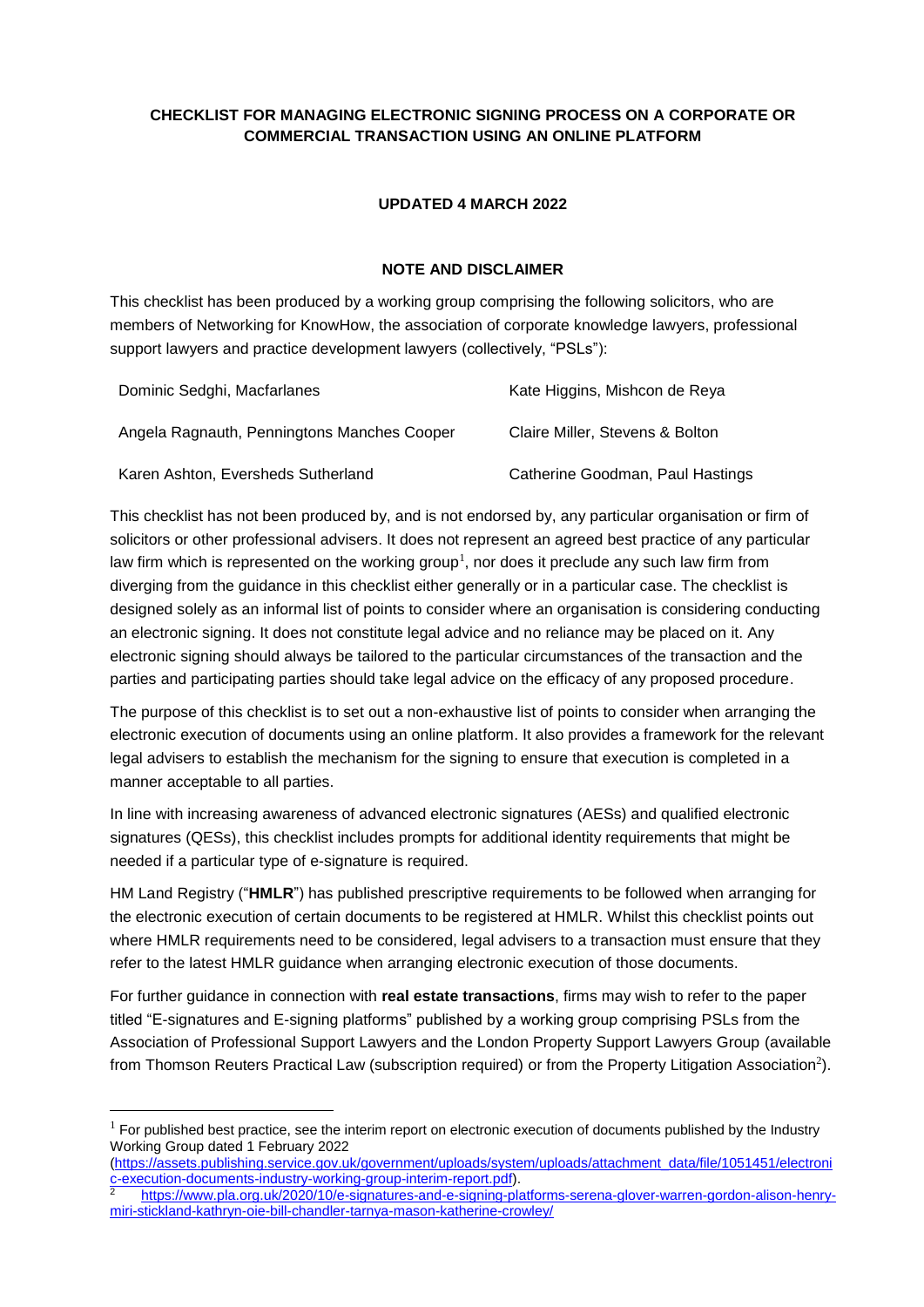## CHECKLIST FOR MANAGING ELECTRONIC SIGNING PROCESS ON A CORPORATE OR COMMERCIAL TRANSACTION USING AN ONLINE PLATFORM

**UPDATED 4 MARCH 2022**

**NOTE AND DISCLAIMER**

This checklist has been produced by a working group comprising the following solicitors, who are members of Networking for KnowHow, the association of corporate knowledge lawyers, professional support lawyers and practice development lawyers (collectively, "PSLs"):

| | |
|---|---|
| Dominic Sedghi, Macfarlanes | Kate Higgins, Mishcon de Reya |
| Angela Ragnauth, Penningtons Manches Cooper | Claire Miller, Stevens & Bolton |
| Karen Ashton, Eversheds Sutherland | Catherine Goodman, Paul Hastings |

This checklist has not been produced by, and is not endorsed by, any particular organisation or firm of solicitors or other professional advisers. It does not represent an agreed best practice of any particular law firm which is represented on the working group[1], nor does it preclude any such law firm from diverging from the guidance in this checklist either generally or in a particular case. The checklist is designed solely as an informal list of points to consider where an organisation is considering conducting an electronic signing. It does not constitute legal advice and no reliance may be placed on it. Any electronic signing should always be tailored to the particular circumstances of the transaction and the parties and participating parties should take legal advice on the efficacy of any proposed procedure.

The purpose of this checklist is to set out a non-exhaustive list of points to consider when arranging the electronic execution of documents using an online platform. It also provides a framework for the relevant legal advisers to establish the mechanism for the signing to ensure that execution is completed in a manner acceptable to all parties.

In line with increasing awareness of advanced electronic signatures (AESs) and qualified electronic signatures (QESs), this checklist includes prompts for additional identity requirements that might be needed if a particular type of e-signature is required.

HM Land Registry ("**HMLR**") has published prescriptive requirements to be followed when arranging for the electronic execution of certain documents to be registered at HMLR. Whilst this checklist points out where HMLR requirements need to be considered, legal advisers to a transaction must ensure that they refer to the latest HMLR guidance when arranging electronic execution of those documents.

For further guidance in connection with **real estate transactions**, firms may wish to refer to the paper titled "E-signatures and E-signing platforms" published by a working group comprising PSLs from the Association of Professional Support Lawyers and the London Property Support Lawyers Group (available from Thomson Reuters Practical Law (subscription required) or from the Property Litigation Association[2]).

---

[1] For published best practice, see the interim report on electronic execution of documents published by the Industry Working Group dated 1 February 2022 (https://assets.publishing.service.gov.uk/government/uploads/system/uploads/attachment_data/file/1051451/electronic-execution-documents-industry-working-group-interim-report.pdf).

[2] https://www.pla.org.uk/2020/10/e-signatures-and-e-signing-platforms-serena-glover-warren-gordon-alison-henry-miri-stickland-kathryn-oie-bill-chandler-tarnya-mason-katherine-crowley/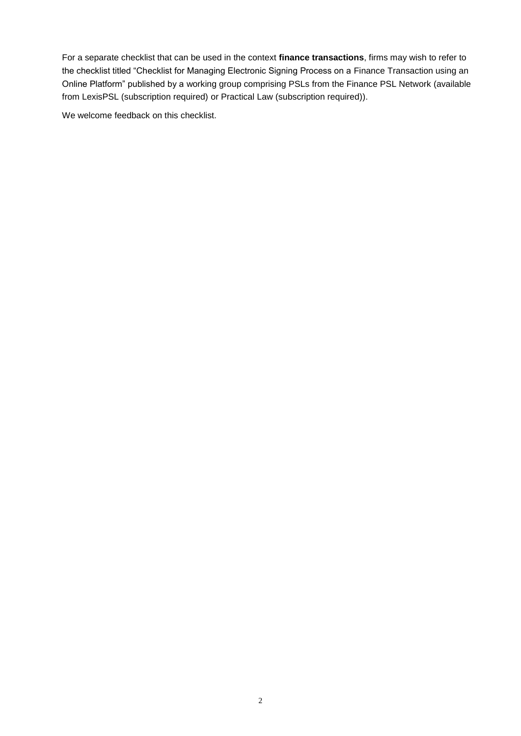For a separate checklist that can be used in the context **finance transactions**, firms may wish to refer to the checklist titled "Checklist for Managing Electronic Signing Process on a Finance Transaction using an Online Platform" published by a working group comprising PSLs from the Finance PSL Network (available from LexisPSL (subscription required) or Practical Law (subscription required)).

We welcome feedback on this checklist.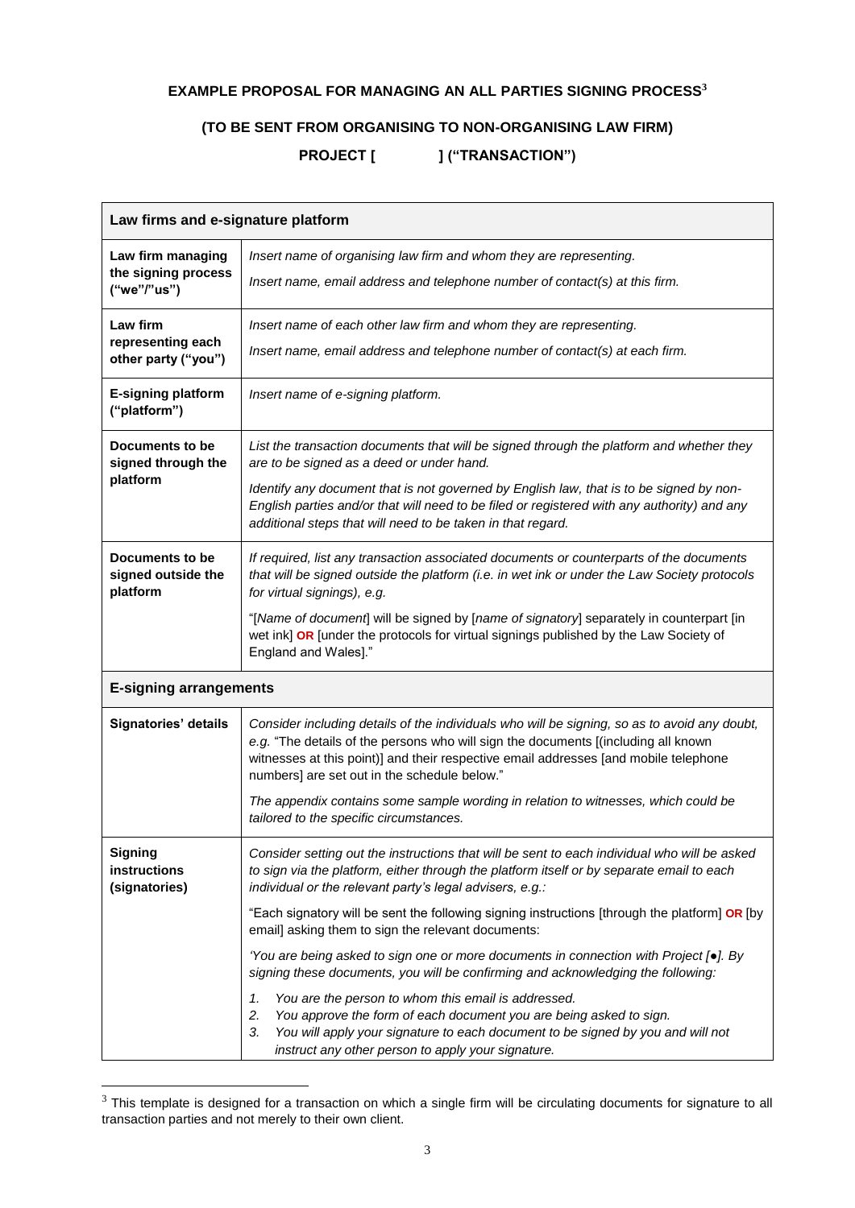**EXAMPLE PROPOSAL FOR MANAGING AN ALL PARTIES SIGNING PROCESS**[3]

**(TO BE SENT FROM ORGANISING TO NON-ORGANISING LAW FIRM)**

**PROJECT [ ] ("TRANSACTION")**

| **Law firms and e-signature platform** | |
|---|---|
| **Law firm managing the signing process ("we"/"us")** | *Insert name of organising law firm and whom they are representing.*<br><br>*Insert name, email address and telephone number of contact(s) at this firm.* |
| **Law firm representing each other party ("you")** | *Insert name of each other law firm and whom they are representing.*<br><br>*Insert name, email address and telephone number of contact(s) at each firm.* |
| **E-signing platform ("platform")** | *Insert name of e-signing platform.* |
| **Documents to be signed through the platform** | *List the transaction documents that will be signed through the platform and whether they are to be signed as a deed or under hand.*<br><br>*Identify any document that is not governed by English law, that is to be signed by non-English parties and/or that will need to be filed or registered with any authority) and any additional steps that will need to be taken in that regard.* |
| **Documents to be signed outside the platform** | *If required, list any transaction associated documents or counterparts of the documents that will be signed outside the platform (i.e. in wet ink or under the Law Society protocols for virtual signings), e.g.*<br><br>"[*Name of document*] will be signed by [*name of signatory*] separately in counterpart [in wet ink] **OR** [under the protocols for virtual signings published by the Law Society of England and Wales]." |
| **E-signing arrangements** | |
| **Signatories' details** | *Consider including details of the individuals who will be signing, so as to avoid any doubt, e.g.* "The details of the persons who will sign the documents [(including all known witnesses at this point)] and their respective email addresses [and mobile telephone numbers] are set out in the schedule below."<br><br>*The appendix contains some sample wording in relation to witnesses, which could be tailored to the specific circumstances.* |
| **Signing instructions (signatories)** | *Consider setting out the instructions that will be sent to each individual who will be asked to sign via the platform, either through the platform itself or by separate email to each individual or the relevant party's legal advisers, e.g.:*<br><br>"Each signatory will be sent the following signing instructions [through the platform] **OR** [by email] asking them to sign the relevant documents:<br><br>*'You are being asked to sign one or more documents in connection with Project [●]. By signing these documents, you will be confirming and acknowledging the following:*<br><br>*1. You are the person to whom this email is addressed.*<br>*2. You approve the form of each document you are being asked to sign.*<br>*3. You will apply your signature to each document to be signed by you and will not instruct any other person to apply your signature.* |

[3] This template is designed for a transaction on which a single firm will be circulating documents for signature to all transaction parties and not merely to their own client.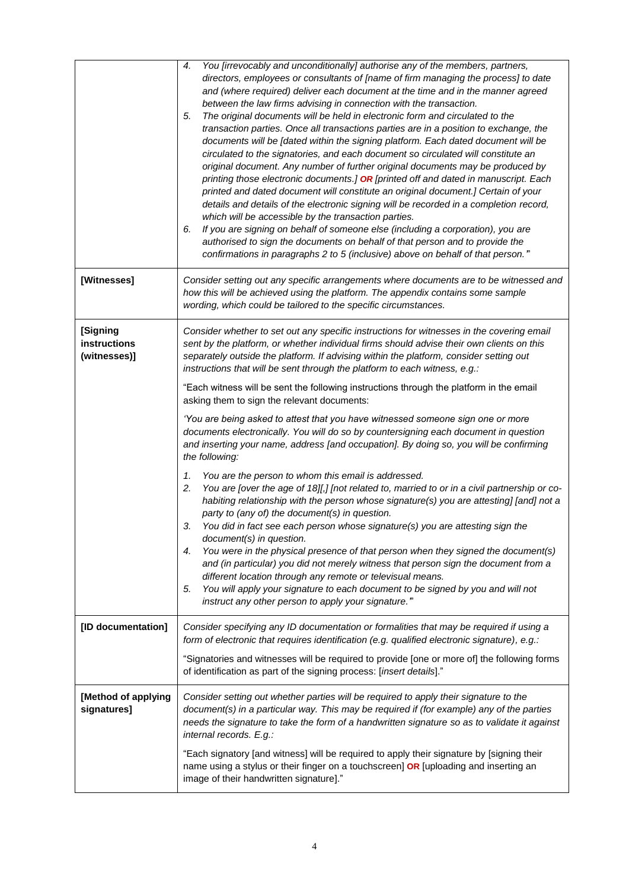| | |
|---|---|
| | 4. *You [irrevocably and unconditionally] authorise any of the members, partners, directors, employees or consultants of [name of firm managing the process] to date and (where required) deliver each document at the time and in the manner agreed between the law firms advising in connection with the transaction.*<br>5. *The original documents will be held in electronic form and circulated to the transaction parties. Once all transactions parties are in a position to exchange, the documents will be [dated within the signing platform. Each dated document will be circulated to the signatories, and each document so circulated will constitute an original document. Any number of further original documents may be produced by printing those electronic documents.]* ***OR*** *[printed off and dated in manuscript. Each printed and dated document will constitute an original document.] Certain of your details and details of the electronic signing will be recorded in a completion record, which will be accessible by the transaction parties.*<br>6. *If you are signing on behalf of someone else (including a corporation), you are authorised to sign the documents on behalf of that person and to provide the confirmations in paragraphs 2 to 5 (inclusive) above on behalf of that person.'*" |
| **[Witnesses]** | *Consider setting out any specific arrangements where documents are to be witnessed and how this will be achieved using the platform. The appendix contains some sample wording, which could be tailored to the specific circumstances.* |
| **[Signing instructions (witnesses)]** | *Consider whether to set out any specific instructions for witnesses in the covering email sent by the platform, or whether individual firms should advise their own clients on this separately outside the platform. If advising within the platform, consider setting out instructions that will be sent through the platform to each witness, e.g.:*<br><br>"Each witness will be sent the following instructions through the platform in the email asking them to sign the relevant documents:<br><br>*'You are being asked to attest that you have witnessed someone sign one or more documents electronically. You will do so by countersigning each document in question and inserting your name, address [and occupation]. By doing so, you will be confirming the following:*<br><br>1. *You are the person to whom this email is addressed.*<br>2. *You are [over the age of 18][,] [not related to, married to or in a civil partnership or co-habiting relationship with the person whose signature(s) you are attesting] [and] not a party to (any of) the document(s) in question.*<br>3. *You did in fact see each person whose signature(s) you are attesting sign the document(s) in question.*<br>4. *You were in the physical presence of that person when they signed the document(s) and (in particular) you did not merely witness that person sign the document from a different location through any remote or televisual means.*<br>5. *You will apply your signature to each document to be signed by you and will not instruct any other person to apply your signature.'*" |
| **[ID documentation]** | *Consider specifying any ID documentation or formalities that may be required if using a form of electronic that requires identification (e.g. qualified electronic signature), e.g.:*<br><br>"Signatories and witnesses will be required to provide [one or more of] the following forms of identification as part of the signing process: [*insert details*]." |
| **[Method of applying signatures]** | *Consider setting out whether parties will be required to apply their signature to the document(s) in a particular way. This may be required if (for example) any of the parties needs the signature to take the form of a handwritten signature so as to validate it against internal records. E.g.:*<br><br>"Each signatory [and witness] will be required to apply their signature by [signing their name using a stylus or their finger on a touchscreen] **OR** [uploading and inserting an image of their handwritten signature]." |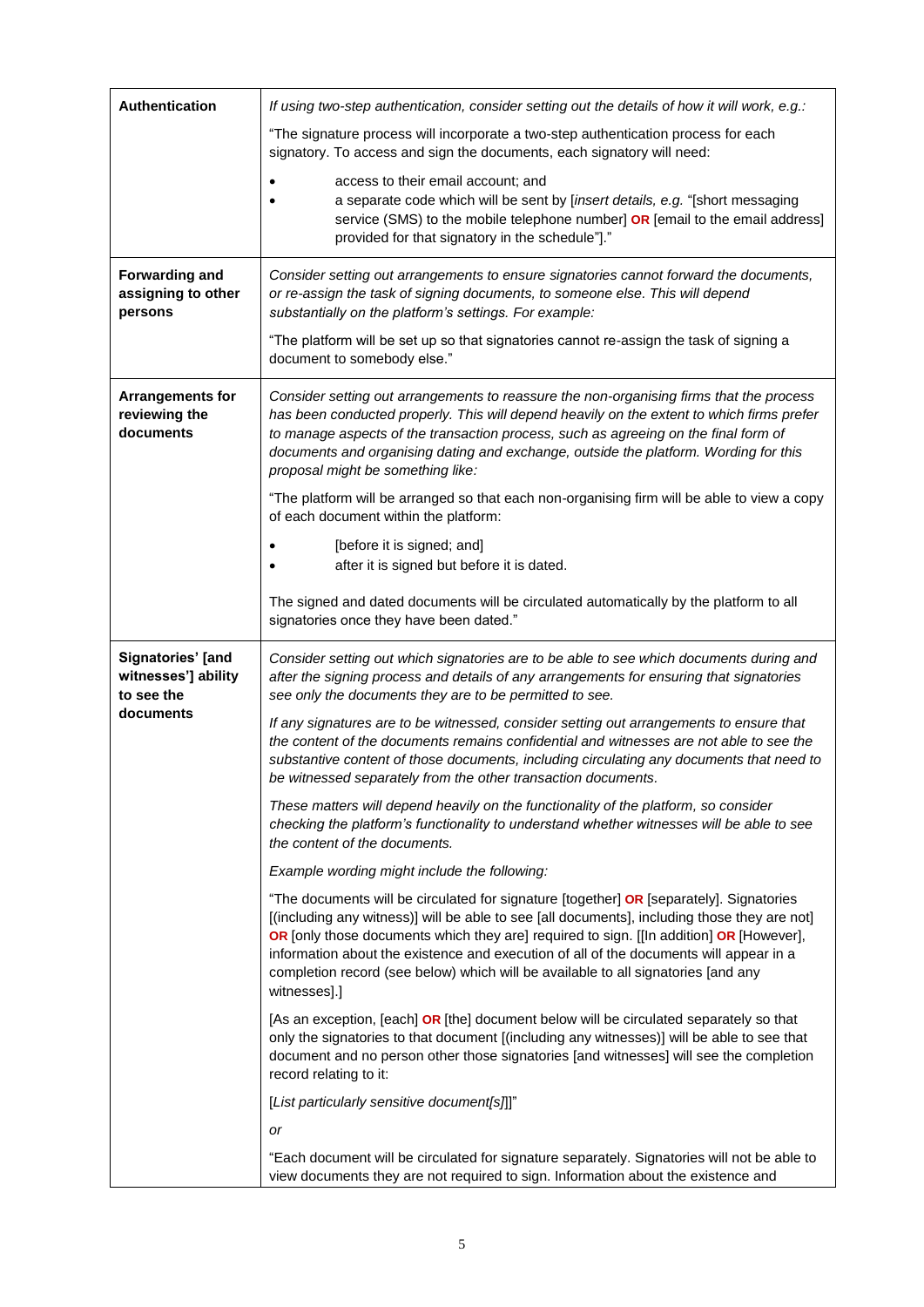| | |
|---|---|
| **Authentication** | *If using two-step authentication, consider setting out the details of how it will work, e.g.:*<br><br>"The signature process will incorporate a two-step authentication process for each signatory. To access and sign the documents, each signatory will need:<br><br>• access to their email account; and<br>• a separate code which will be sent by [*insert details, e.g.* "[short messaging service (SMS) to the mobile telephone number] **OR** [email to the email address] provided for that signatory in the schedule"]." |
| **Forwarding and assigning to other persons** | *Consider setting out arrangements to ensure signatories cannot forward the documents, or re-assign the task of signing documents, to someone else. This will depend substantially on the platform's settings. For example:*<br><br>"The platform will be set up so that signatories cannot re-assign the task of signing a document to somebody else." |
| **Arrangements for reviewing the documents** | *Consider setting out arrangements to reassure the non-organising firms that the process has been conducted properly. This will depend heavily on the extent to which firms prefer to manage aspects of the transaction process, such as agreeing on the final form of documents and organising dating and exchange, outside the platform. Wording for this proposal might be something like:*<br><br>"The platform will be arranged so that each non-organising firm will be able to view a copy of each document within the platform:<br><br>• [before it is signed; and]<br>• after it is signed but before it is dated.<br><br>The signed and dated documents will be circulated automatically by the platform to all signatories once they have been dated." |
| **Signatories' [and witnesses'] ability to see the documents** | *Consider setting out which signatories are to be able to see which documents during and after the signing process and details of any arrangements for ensuring that signatories see only the documents they are to be permitted to see.*<br><br>*If any signatures are to be witnessed, consider setting out arrangements to ensure that the content of the documents remains confidential and witnesses are not able to see the substantive content of those documents, including circulating any documents that need to be witnessed separately from the other transaction documents.*<br><br>*These matters will depend heavily on the functionality of the platform, so consider checking the platform's functionality to understand whether witnesses will be able to see the content of the documents.*<br><br>*Example wording might include the following:*<br><br>"The documents will be circulated for signature [together] **OR** [separately]. Signatories [(including any witness)] will be able to see [all documents], including those they are not] **OR** [only those documents which they are] required to sign. [[In addition] **OR** [However], information about the existence and execution of all of the documents will appear in a completion record (see below) which will be available to all signatories [and any witnesses].]<br><br>[As an exception, [each] **OR** [the] document below will be circulated separately so that only the signatories to that document [(including any witnesses)] will be able to see that document and no person other those signatories [and witnesses] will see the completion record relating to it:<br><br>[*List particularly sensitive document[s]*]]"<br><br>*or*<br><br>"Each document will be circulated for signature separately. Signatories will not be able to view documents they are not required to sign. Information about the existence and |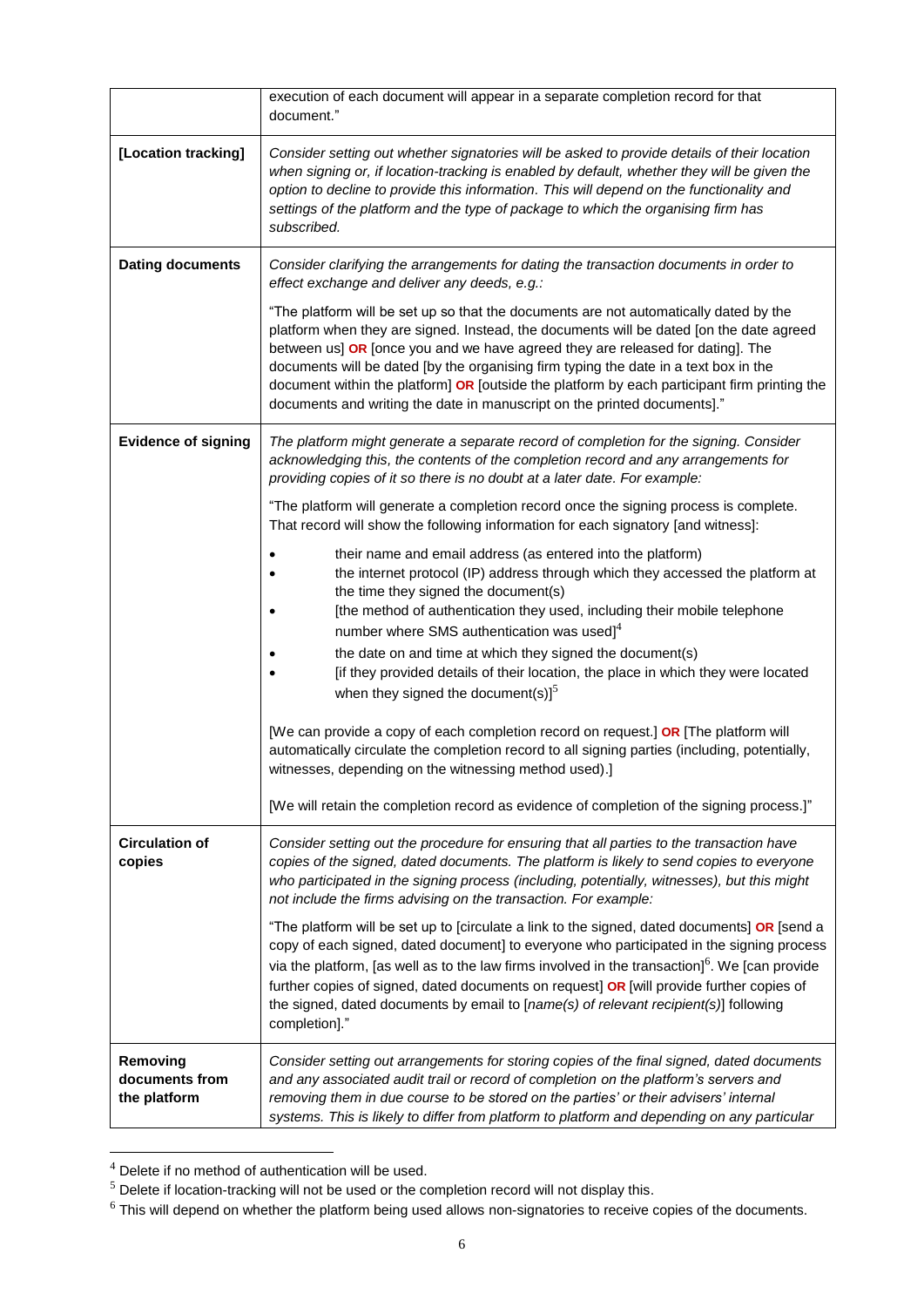| | |
|---|---|
| | execution of each document will appear in a separate completion record for that document." |
| **[Location tracking]** | *Consider setting out whether signatories will be asked to provide details of their location when signing or, if location-tracking is enabled by default, whether they will be given the option to decline to provide this information. This will depend on the functionality and settings of the platform and the type of package to which the organising firm has subscribed.* |
| **Dating documents** | *Consider clarifying the arrangements for dating the transaction documents in order to effect exchange and deliver any deeds, e.g.:*<br><br>"The platform will be set up so that the documents are not automatically dated by the platform when they are signed. Instead, the documents will be dated [on the date agreed between us] **OR** [once you and we have agreed they are released for dating]. The documents will be dated [by the organising firm typing the date in a text box in the document within the platform] **OR** [outside the platform by each participant firm printing the documents and writing the date in manuscript on the printed documents]." |
| **Evidence of signing** | *The platform might generate a separate record of completion for the signing. Consider acknowledging this, the contents of the completion record and any arrangements for providing copies of it so there is no doubt at a later date. For example:*<br><br>"The platform will generate a completion record once the signing process is complete. That record will show the following information for each signatory [and witness]:<br><br>• their name and email address (as entered into the platform)<br>• the internet protocol (IP) address through which they accessed the platform at the time they signed the document(s)<br>• [the method of authentication they used, including their mobile telephone number where SMS authentication was used][4]<br>• the date on and time at which they signed the document(s)<br>• [if they provided details of their location, the place in which they were located when they signed the document(s)][5]<br><br>[We can provide a copy of each completion record on request.] **OR** [The platform will automatically circulate the completion record to all signing parties (including, potentially, witnesses, depending on the witnessing method used).]<br><br>[We will retain the completion record as evidence of completion of the signing process.]" |
| **Circulation of copies** | *Consider setting out the procedure for ensuring that all parties to the transaction have copies of the signed, dated documents. The platform is likely to send copies to everyone who participated in the signing process (including, potentially, witnesses), but this might not include the firms advising on the transaction. For example:*<br><br>"The platform will be set up to [circulate a link to the signed, dated documents] **OR** [send a copy of each signed, dated document] to everyone who participated in the signing process via the platform, [as well as to the law firms involved in the transaction][6]. We [can provide further copies of signed, dated documents on request] **OR** [will provide further copies of the signed, dated documents by email to [*name(s) of relevant recipient(s)*] following completion]." |
| **Removing documents from the platform** | *Consider setting out arrangements for storing copies of the final signed, dated documents and any associated audit trail or record of completion on the platform's servers and removing them in due course to be stored on the parties' or their advisers' internal systems. This is likely to differ from platform to platform and depending on any particular* |

[4] Delete if no method of authentication will be used.

[5] Delete if location-tracking will not be used or the completion record will not display this.

[6] This will depend on whether the platform being used allows non-signatories to receive copies of the documents.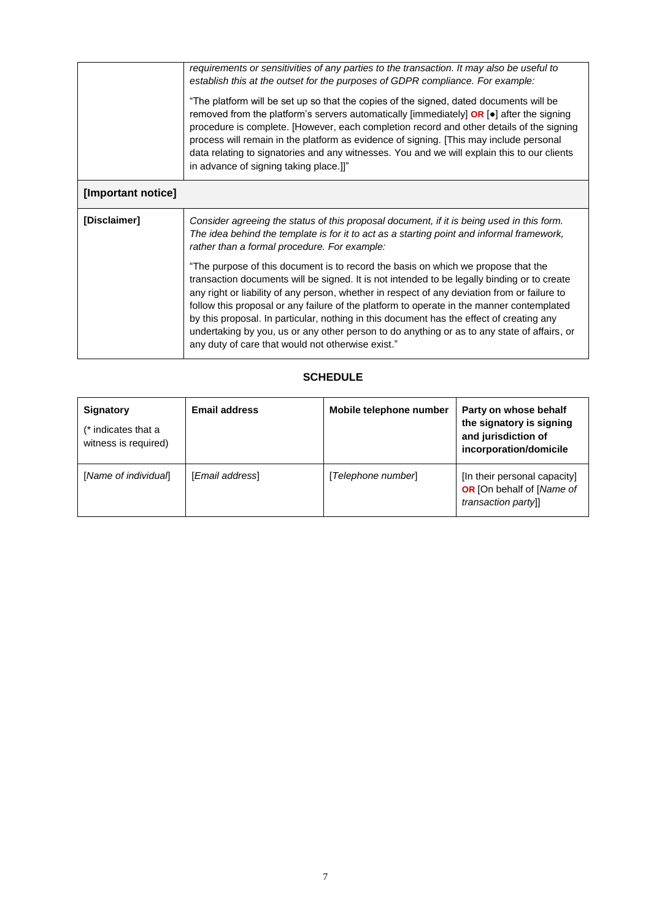| | |
|---|---|
| | *requirements or sensitivities of any parties to the transaction. It may also be useful to establish this at the outset for the purposes of GDPR compliance. For example:*<br><br>"The platform will be set up so that the copies of the signed, dated documents will be removed from the platform's servers automatically [immediately] **OR** [●] after the signing procedure is complete. [However, each completion record and other details of the signing process will remain in the platform as evidence of signing. [This may include personal data relating to signatories and any witnesses. You and we will explain this to our clients in advance of signing taking place.]]" |
| **[Important notice]** | |
| **[Disclaimer]** | *Consider agreeing the status of this proposal document, if it is being used in this form. The idea behind the template is for it to act as a starting point and informal framework, rather than a formal procedure. For example:*<br><br>"The purpose of this document is to record the basis on which we propose that the transaction documents will be signed. It is not intended to be legally binding or to create any right or liability of any person, whether in respect of any deviation from or failure to follow this proposal or any failure of the platform to operate in the manner contemplated by this proposal. In particular, nothing in this document has the effect of creating any undertaking by you, us or any other person to do anything or as to any state of affairs, or any duty of care that would not otherwise exist." |

## SCHEDULE

| **Signatory**<br>(* indicates that a witness is required) | **Email address** | **Mobile telephone number** | **Party on whose behalf the signatory is signing and jurisdiction of incorporation/domicile** |
|---|---|---|---|
| [*Name of individual*] | [*Email address*] | [*Telephone number*] | [In their personal capacity] **OR** [On behalf of [*Name of transaction party*]] |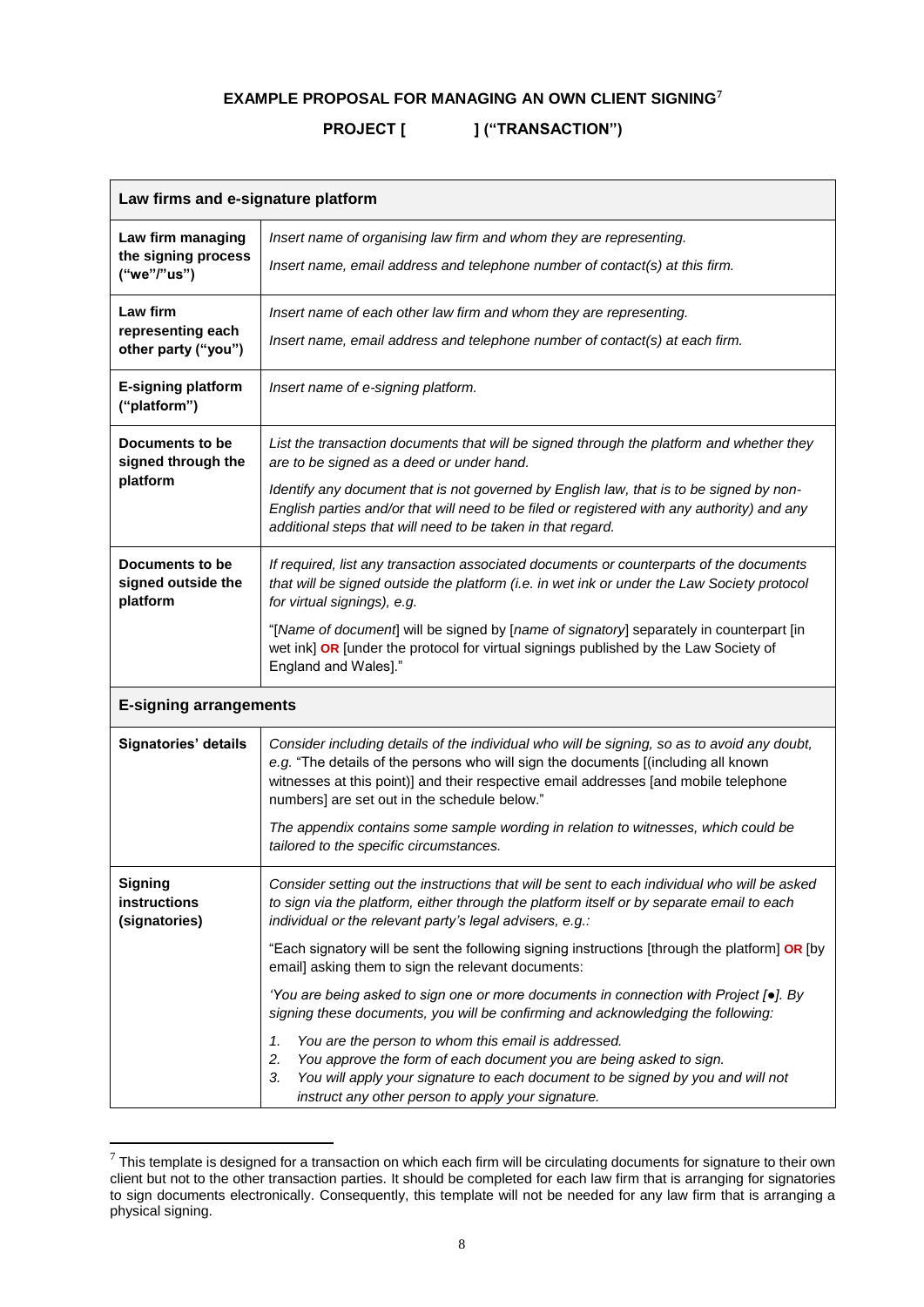**EXAMPLE PROPOSAL FOR MANAGING AN OWN CLIENT SIGNING**[7]

**PROJECT [ ] ("TRANSACTION")**

| **Law firms and e-signature platform** | |
|---|---|
| **Law firm managing the signing process ("we"/"us")** | *Insert name of organising law firm and whom they are representing.*<br><br>*Insert name, email address and telephone number of contact(s) at this firm.* |
| **Law firm representing each other party ("you")** | *Insert name of each other law firm and whom they are representing.*<br><br>*Insert name, email address and telephone number of contact(s) at each firm.* |
| **E-signing platform ("platform")** | *Insert name of e-signing platform.* |
| **Documents to be signed through the platform** | *List the transaction documents that will be signed through the platform and whether they are to be signed as a deed or under hand.*<br><br>*Identify any document that is not governed by English law, that is to be signed by non-English parties and/or that will need to be filed or registered with any authority) and any additional steps that will need to be taken in that regard.* |
| **Documents to be signed outside the platform** | *If required, list any transaction associated documents or counterparts of the documents that will be signed outside the platform (i.e. in wet ink or under the Law Society protocol for virtual signings), e.g.*<br><br>"[*Name of document*] will be signed by [*name of signatory*] separately in counterpart [in wet ink] **OR** [under the protocol for virtual signings published by the Law Society of England and Wales]." |
| **E-signing arrangements** | |
| **Signatories' details** | *Consider including details of the individual who will be signing, so as to avoid any doubt, e.g.* "The details of the persons who will sign the documents [(including all known witnesses at this point)] and their respective email addresses [and mobile telephone numbers] are set out in the schedule below."<br><br>*The appendix contains some sample wording in relation to witnesses, which could be tailored to the specific circumstances.* |
| **Signing instructions (signatories)** | *Consider setting out the instructions that will be sent to each individual who will be asked to sign via the platform, either through the platform itself or by separate email to each individual or the relevant party's legal advisers, e.g.:*<br><br>"Each signatory will be sent the following signing instructions [through the platform] **OR** [by email] asking them to sign the relevant documents:<br><br>*'You are being asked to sign one or more documents in connection with Project [●]. By signing these documents, you will be confirming and acknowledging the following:*<br><br>*1. You are the person to whom this email is addressed.*<br>*2. You approve the form of each document you are being asked to sign.*<br>*3. You will apply your signature to each document to be signed by you and will not instruct any other person to apply your signature.* |

[7] This template is designed for a transaction on which each firm will be circulating documents for signature to their own client but not to the other transaction parties. It should be completed for each law firm that is arranging for signatories to sign documents electronically. Consequently, this template will not be needed for any law firm that is arranging a physical signing.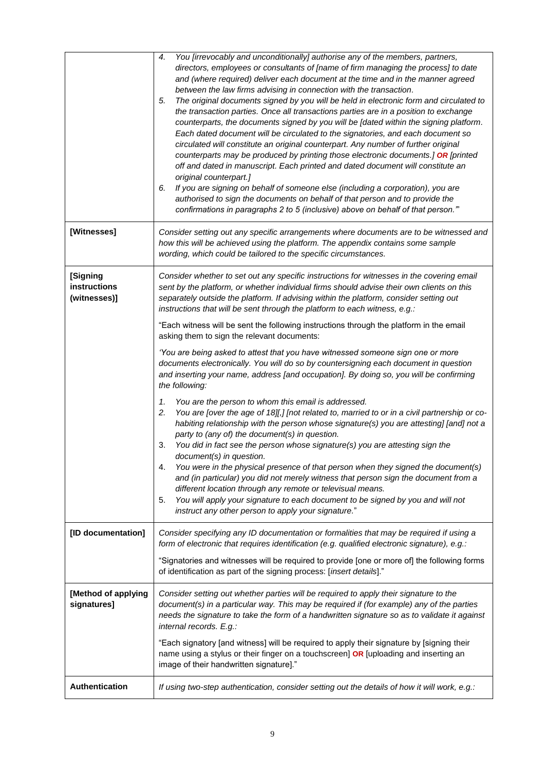| | |
|---|---|
| | 4. *You [irrevocably and unconditionally] authorise any of the members, partners, directors, employees or consultants of [name of firm managing the process] to date and (where required) deliver each document at the time and in the manner agreed between the law firms advising in connection with the transaction.*<br>5. *The original documents signed by you will be held in electronic form and circulated to the transaction parties. Once all transactions parties are in a position to exchange counterparts, the documents signed by you will be [dated within the signing platform. Each dated document will be circulated to the signatories, and each document so circulated will constitute an original counterpart. Any number of further original counterparts may be produced by printing those electronic documents.]* ***OR*** *[printed off and dated in manuscript. Each printed and dated document will constitute an original counterpart.]*<br>6. *If you are signing on behalf of someone else (including a corporation), you are authorised to sign the documents on behalf of that person and to provide the confirmations in paragraphs 2 to 5 (inclusive) above on behalf of that person.'"* |
| **[Witnesses]** | *Consider setting out any specific arrangements where documents are to be witnessed and how this will be achieved using the platform. The appendix contains some sample wording, which could be tailored to the specific circumstances.* |
| **[Signing instructions (witnesses)]** | *Consider whether to set out any specific instructions for witnesses in the covering email sent by the platform, or whether individual firms should advise their own clients on this separately outside the platform. If advising within the platform, consider setting out instructions that will be sent through the platform to each witness, e.g.:*<br><br>"Each witness will be sent the following instructions through the platform in the email asking them to sign the relevant documents:<br><br>*'You are being asked to attest that you have witnessed someone sign one or more documents electronically. You will do so by countersigning each document in question and inserting your name, address [and occupation]. By doing so, you will be confirming the following:*<br><br>1. *You are the person to whom this email is addressed.*<br>2. *You are [over the age of 18][,] [not related to, married to or in a civil partnership or co-habiting relationship with the person whose signature(s) you are attesting] [and] not a party to (any of) the document(s) in question.*<br>3. *You did in fact see the person whose signature(s) you are attesting sign the document(s) in question.*<br>4. *You were in the physical presence of that person when they signed the document(s) and (in particular) you did not merely witness that person sign the document from a different location through any remote or televisual means.*<br>5. *You will apply your signature to each document to be signed by you and will not instruct any other person to apply your signature.*" |
| **[ID documentation]** | *Consider specifying any ID documentation or formalities that may be required if using a form of electronic that requires identification (e.g. qualified electronic signature), e.g.:*<br><br>"Signatories and witnesses will be required to provide [one or more of] the following forms of identification as part of the signing process: [*insert details*]." |
| **[Method of applying signatures]** | *Consider setting out whether parties will be required to apply their signature to the document(s) in a particular way. This may be required if (for example) any of the parties needs the signature to take the form of a handwritten signature so as to validate it against internal records. E.g.:*<br><br>"Each signatory [and witness] will be required to apply their signature by [signing their name using a stylus or their finger on a touchscreen] **OR** [uploading and inserting an image of their handwritten signature]." |
| **Authentication** | *If using two-step authentication, consider setting out the details of how it will work, e.g.:* |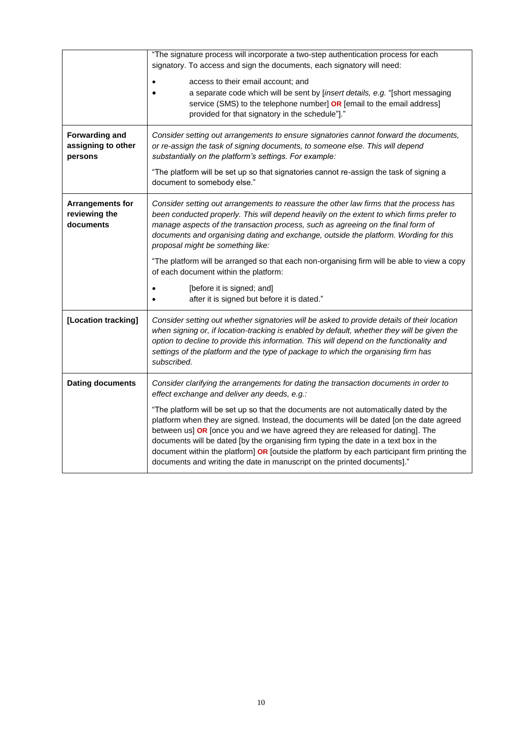| | |
|---|---|
| | "The signature process will incorporate a two-step authentication process for each signatory. To access and sign the documents, each signatory will need:<br>• access to their email account; and<br>• a separate code which will be sent by [*insert details, e.g.* "[short messaging service (SMS) to the telephone number] **OR** [email to the email address] provided for that signatory in the schedule"]." |
| **Forwarding and assigning to other persons** | *Consider setting out arrangements to ensure signatories cannot forward the documents, or re-assign the task of signing documents, to someone else. This will depend substantially on the platform's settings. For example:*<br>"The platform will be set up so that signatories cannot re-assign the task of signing a document to somebody else." |
| **Arrangements for reviewing the documents** | *Consider setting out arrangements to reassure the other law firms that the process has been conducted properly. This will depend heavily on the extent to which firms prefer to manage aspects of the transaction process, such as agreeing on the final form of documents and organising dating and exchange, outside the platform. Wording for this proposal might be something like:*<br>"The platform will be arranged so that each non-organising firm will be able to view a copy of each document within the platform:<br>• [before it is signed; and]<br>• after it is signed but before it is dated." |
| **[Location tracking]** | *Consider setting out whether signatories will be asked to provide details of their location when signing or, if location-tracking is enabled by default, whether they will be given the option to decline to provide this information. This will depend on the functionality and settings of the platform and the type of package to which the organising firm has subscribed.* |
| **Dating documents** | *Consider clarifying the arrangements for dating the transaction documents in order to effect exchange and deliver any deeds, e.g.:*<br>"The platform will be set up so that the documents are not automatically dated by the platform when they are signed. Instead, the documents will be dated [on the date agreed between us] **OR** [once you and we have agreed they are released for dating]. The documents will be dated [by the organising firm typing the date in a text box in the document within the platform] **OR** [outside the platform by each participant firm printing the documents and writing the date in manuscript on the printed documents]." |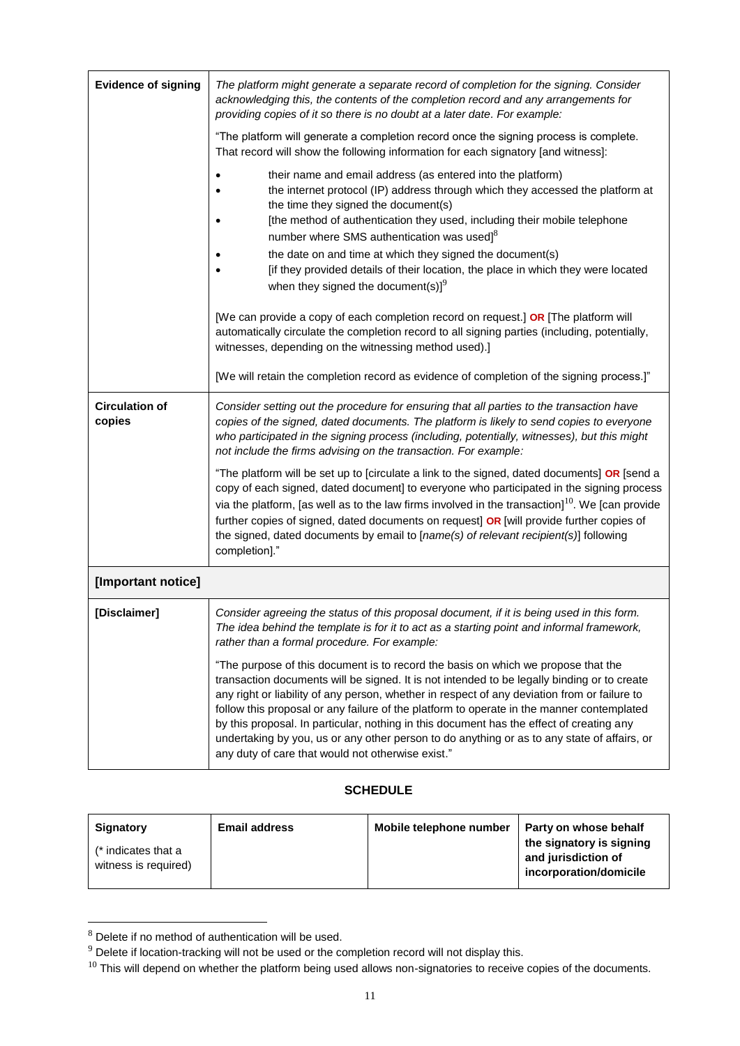| | |
|---|---|
| **Evidence of signing** | *The platform might generate a separate record of completion for the signing. Consider acknowledging this, the contents of the completion record and any arrangements for providing copies of it so there is no doubt at a later date. For example:*<br><br>"The platform will generate a completion record once the signing process is complete. That record will show the following information for each signatory [and witness]:<br><br>• their name and email address (as entered into the platform)<br>• the internet protocol (IP) address through which they accessed the platform at the time they signed the document(s)<br>• [the method of authentication they used, including their mobile telephone number where SMS authentication was used][8]<br>• the date on and time at which they signed the document(s)<br>• [if they provided details of their location, the place in which they were located when they signed the document(s)][9]<br><br>[We can provide a copy of each completion record on request.] **OR** [The platform will automatically circulate the completion record to all signing parties (including, potentially, witnesses, depending on the witnessing method used).]<br><br>[We will retain the completion record as evidence of completion of the signing process.]" |
| **Circulation of copies** | *Consider setting out the procedure for ensuring that all parties to the transaction have copies of the signed, dated documents. The platform is likely to send copies to everyone who participated in the signing process (including, potentially, witnesses), but this might not include the firms advising on the transaction. For example:*<br><br>"The platform will be set up to [circulate a link to the signed, dated documents] **OR** [send a copy of each signed, dated document] to everyone who participated in the signing process via the platform, [as well as to the law firms involved in the transaction][10]. We [can provide further copies of signed, dated documents on request] **OR** [will provide further copies of the signed, dated documents by email to [*name(s) of relevant recipient(s)*] following completion]." |
| **[Important notice]** | |
| **[Disclaimer]** | *Consider agreeing the status of this proposal document, if it is being used in this form. The idea behind the template is for it to act as a starting point and informal framework, rather than a formal procedure. For example:*<br><br>"The purpose of this document is to record the basis on which we propose that the transaction documents will be signed. It is not intended to be legally binding or to create any right or liability of any person, whether in respect of any deviation from or failure to follow this proposal or any failure of the platform to operate in the manner contemplated by this proposal. In particular, nothing in this document has the effect of creating any undertaking by you, us or any other person to do anything or as to any state of affairs, or any duty of care that would not otherwise exist." |

## SCHEDULE

| **Signatory**<br>(* indicates that a witness is required) | **Email address** | **Mobile telephone number** | **Party on whose behalf the signatory is signing and jurisdiction of incorporation/domicile** |
|---|---|---|---|

[8] Delete if no method of authentication will be used.

[9] Delete if location-tracking will not be used or the completion record will not display this.

[10] This will depend on whether the platform being used allows non-signatories to receive copies of the documents.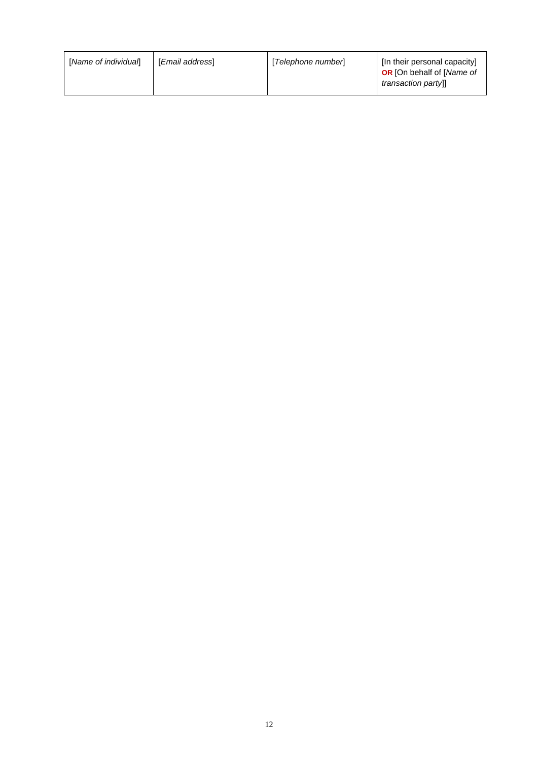| [*Name of individual*] | [*Email address*] | [*Telephone number*] | [In their personal capacity] **OR** [On behalf of [*Name of transaction party*]] |
|---|---|---|---|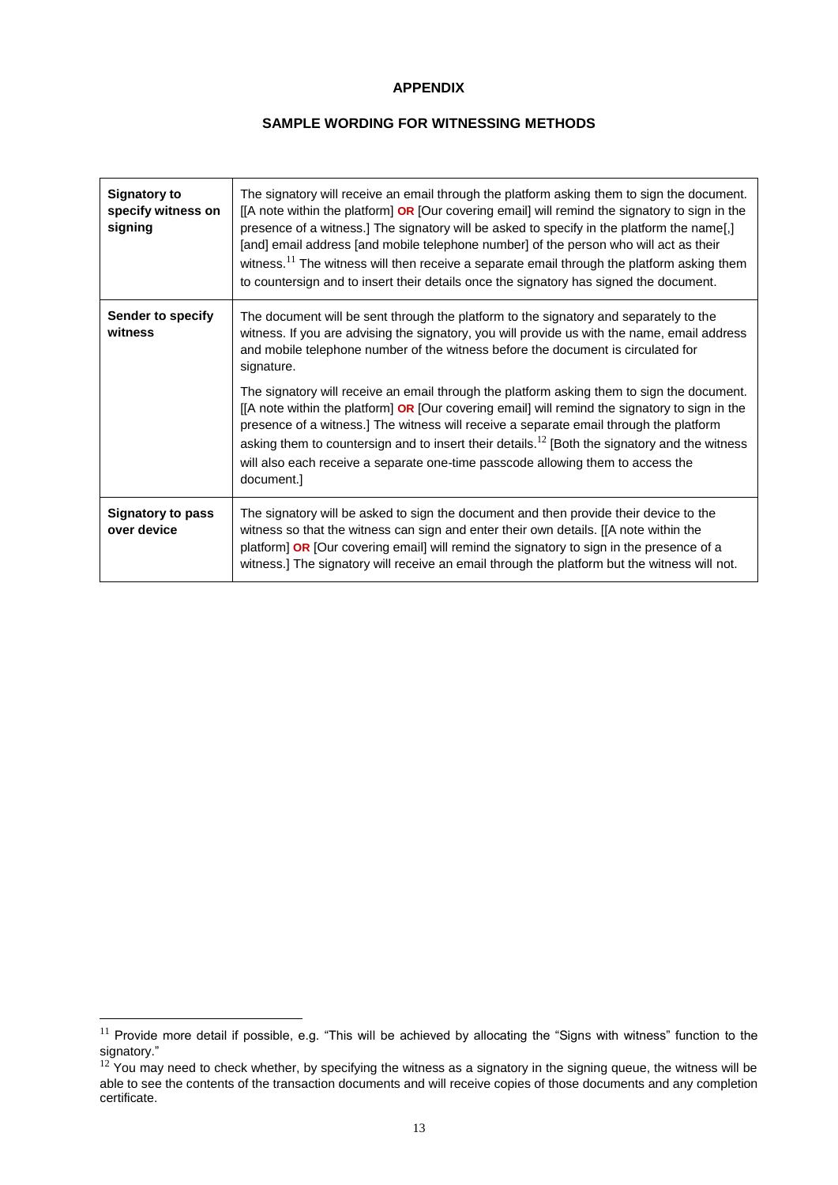## APPENDIX

## SAMPLE WORDING FOR WITNESSING METHODS

| | |
|---|---|
| **Signatory to specify witness on signing** | The signatory will receive an email through the platform asking them to sign the document. [[A note within the platform] **OR** [Our covering email] will remind the signatory to sign in the presence of a witness.] The signatory will be asked to specify in the platform the name[,] [and] email address [and mobile telephone number] of the person who will act as their witness.[11] The witness will then receive a separate email through the platform asking them to countersign and to insert their details once the signatory has signed the document. |
| **Sender to specify witness** | The document will be sent through the platform to the signatory and separately to the witness. If you are advising the signatory, you will provide us with the name, email address and mobile telephone number of the witness before the document is circulated for signature.<br><br>The signatory will receive an email through the platform asking them to sign the document. [[A note within the platform] **OR** [Our covering email] will remind the signatory to sign in the presence of a witness.] The witness will receive a separate email through the platform asking them to countersign and to insert their details.[12] [Both the signatory and the witness will also each receive a separate one-time passcode allowing them to access the document.] |
| **Signatory to pass over device** | The signatory will be asked to sign the document and then provide their device to the witness so that the witness can sign and enter their own details. [[A note within the platform] **OR** [Our covering email] will remind the signatory to sign in the presence of a witness.] The signatory will receive an email through the platform but the witness will not. |

[11] Provide more detail if possible, e.g. "This will be achieved by allocating the "Signs with witness" function to the signatory."

[12] You may need to check whether, by specifying the witness as a signatory in the signing queue, the witness will be able to see the contents of the transaction documents and will receive copies of those documents and any completion certificate.